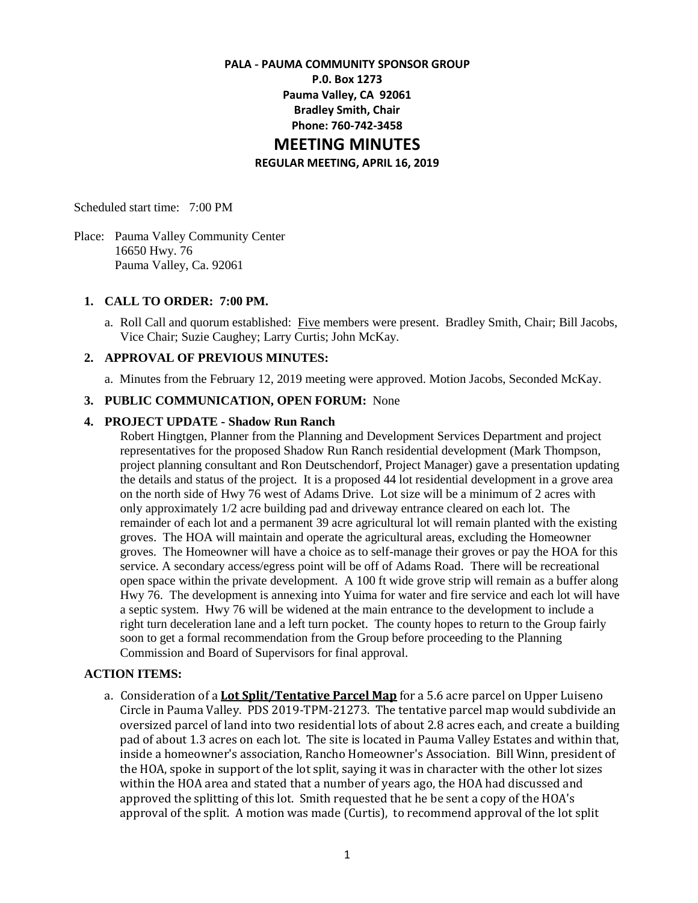**PALA - PAUMA COMMUNITY SPONSOR GROUP**
**P.0. Box 1273**
**Pauma Valley, CA 92061**
**Bradley Smith, Chair**
**Phone: 760-742-3458**

# MEETING MINUTES

**REGULAR MEETING, APRIL 16, 2019**

Scheduled start time: 7:00 PM

Place: Pauma Valley Community Center
16650 Hwy. 76
Pauma Valley, Ca. 92061

1. **CALL TO ORDER: 7:00 PM.**
   a. Roll Call and quorum established: <u>Five</u> members were present. Bradley Smith, Chair; Bill Jacobs, Vice Chair; Suzie Caughey; Larry Curtis; John McKay.

2. **APPROVAL OF PREVIOUS MINUTES:**
   a. Minutes from the February 12, 2019 meeting were approved. Motion Jacobs, Seconded McKay.

3. **PUBLIC COMMUNICATION, OPEN FORUM:** None

4. **PROJECT UPDATE - Shadow Run Ranch**
   Robert Hingtgen, Planner from the Planning and Development Services Department and project representatives for the proposed Shadow Run Ranch residential development (Mark Thompson, project planning consultant and Ron Deutschendorf, Project Manager) gave a presentation updating the details and status of the project. It is a proposed 44 lot residential development in a grove area on the north side of Hwy 76 west of Adams Drive. Lot size will be a minimum of 2 acres with only approximately 1/2 acre building pad and driveway entrance cleared on each lot. The remainder of each lot and a permanent 39 acre agricultural lot will remain planted with the existing groves. The HOA will maintain and operate the agricultural areas, excluding the Homeowner groves. The Homeowner will have a choice as to self-manage their groves or pay the HOA for this service. A secondary access/egress point will be off of Adams Road. There will be recreational open space within the private development. A 100 ft wide grove strip will remain as a buffer along Hwy 76. The development is annexing into Yuima for water and fire service and each lot will have a septic system. Hwy 76 will be widened at the main entrance to the development to include a right turn deceleration lane and a left turn pocket. The county hopes to return to the Group fairly soon to get a formal recommendation from the Group before proceeding to the Planning Commission and Board of Supervisors for final approval.

**ACTION ITEMS:**

a. Consideration of a <u>**Lot Split/Tentative Parcel Map**</u> for a 5.6 acre parcel on Upper Luiseno Circle in Pauma Valley. PDS 2019-TPM-21273. The tentative parcel map would subdivide an oversized parcel of land into two residential lots of about 2.8 acres each, and create a building pad of about 1.3 acres on each lot. The site is located in Pauma Valley Estates and within that, inside a homeowner's association, Rancho Homeowner's Association. Bill Winn, president of the HOA, spoke in support of the lot split, saying it was in character with the other lot sizes within the HOA area and stated that a number of years ago, the HOA had discussed and approved the splitting of this lot. Smith requested that he be sent a copy of the HOA's approval of the split. A motion was made (Curtis), to recommend approval of the lot split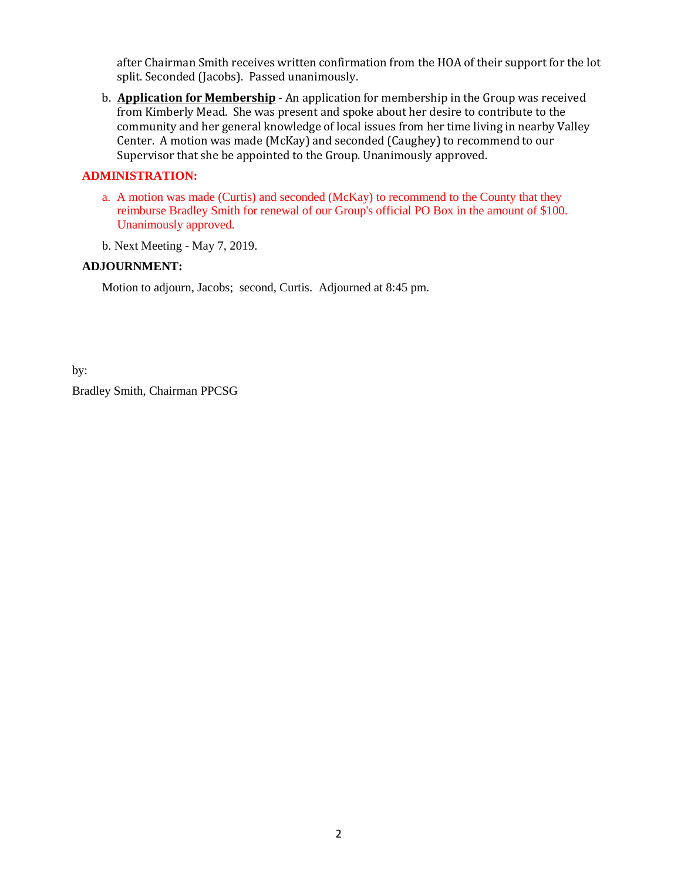after Chairman Smith receives written confirmation from the HOA of their support for the lot split. Seconded (Jacobs). Passed unanimously.

b. **Application for Membership** - An application for membership in the Group was received from Kimberly Mead. She was present and spoke about her desire to contribute to the community and her general knowledge of local issues from her time living in nearby Valley Center. A motion was made (McKay) and seconded (Caughey) to recommend to our Supervisor that she be appointed to the Group. Unanimously approved.

**ADMINISTRATION:**

a. A motion was made (Curtis) and seconded (McKay) to recommend to the County that they reimburse Bradley Smith for renewal of our Group's official PO Box in the amount of $100. Unanimously approved.

b. Next Meeting - May 7, 2019.

**ADJOURNMENT:**

Motion to adjourn, Jacobs; second, Curtis. Adjourned at 8:45 pm.

by:

Bradley Smith, Chairman PPCSG